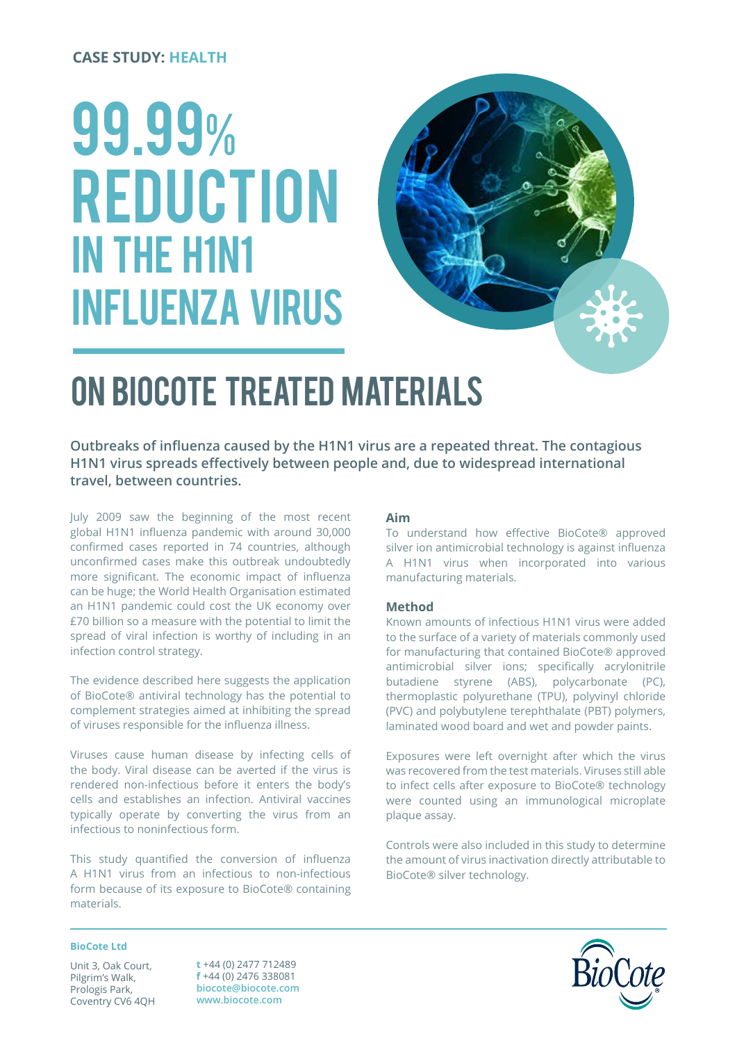CASE STUDY: HEALTH

# 99.99% REDUCTION IN THE H1N1 INFLUENZA VIRUS

# ON BIOCOTE TREATED MATERIALS

**Outbreaks of influenza caused by the H1N1 virus are a repeated threat. The contagious H1N1 virus spreads effectively between people and, due to widespread international travel, between countries.**

July 2009 saw the beginning of the most recent global H1N1 influenza pandemic with around 30,000 confirmed cases reported in 74 countries, although unconfirmed cases make this outbreak undoubtedly more significant. The economic impact of influenza can be huge; the World Health Organisation estimated an H1N1 pandemic could cost the UK economy over £70 billion so a measure with the potential to limit the spread of viral infection is worthy of including in an infection control strategy.

The evidence described here suggests the application of BioCote® antiviral technology has the potential to complement strategies aimed at inhibiting the spread of viruses responsible for the influenza illness.

Viruses cause human disease by infecting cells of the body. Viral disease can be averted if the virus is rendered non-infectious before it enters the body's cells and establishes an infection. Antiviral vaccines typically operate by converting the virus from an infectious to noninfectious form.

This study quantified the conversion of influenza A H1N1 virus from an infectious to non-infectious form because of its exposure to BioCote® containing materials.

### Aim

To understand how effective BioCote® approved silver ion antimicrobial technology is against influenza A H1N1 virus when incorporated into various manufacturing materials.

### Method

Known amounts of infectious H1N1 virus were added to the surface of a variety of materials commonly used for manufacturing that contained BioCote® approved antimicrobial silver ions; specifically acrylonitrile butadiene styrene (ABS), polycarbonate (PC), thermoplastic polyurethane (TPU), polyvinyl chloride (PVC) and polybutylene terephthalate (PBT) polymers, laminated wood board and wet and powder paints.

Exposures were left overnight after which the virus was recovered from the test materials. Viruses still able to infect cells after exposure to BioCote® technology were counted using an immunological microplate plaque assay.

Controls were also included in this study to determine the amount of virus inactivation directly attributable to BioCote® silver technology.

**BioCote Ltd**

Unit 3, Oak Court,
Pilgrim's Walk,
Prologis Park,
Coventry CV6 4QH

**t** +44 (0) 2477 712489
**f** +44 (0) 2476 338081
biocote@biocote.com
www.biocote.com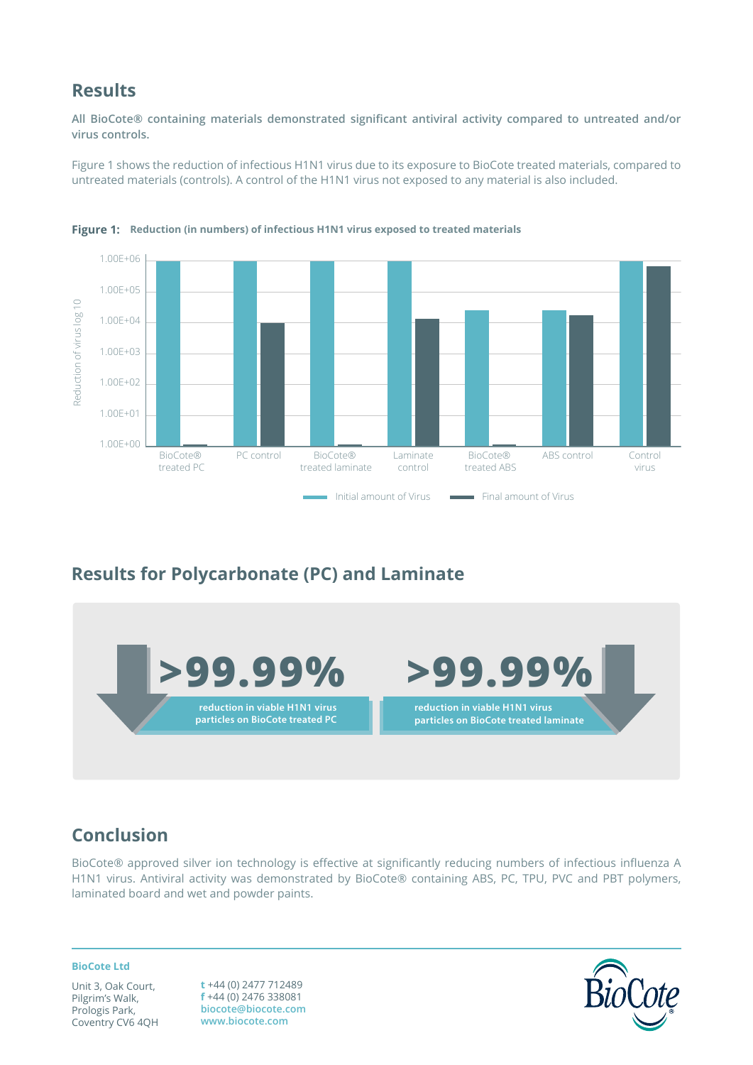## Results

**All BioCote® containing materials demonstrated significant antiviral activity compared to untreated and/or virus controls.**

Figure 1 shows the reduction of infectious H1N1 virus due to its exposure to BioCote treated materials, compared to untreated materials (controls). A control of the H1N1 virus not exposed to any material is also included.

**Figure 1:** **Reduction (in numbers) of infectious H1N1 virus exposed to treated materials**

Reduction of virus log 10

1.00E+06
1.00E+05
1.00E+04
1.00E+03
1.00E+02
1.00E+01
1.00E+00

BioCote® treated PC
PC control
BioCote® treated laminate
Laminate control
BioCote® treated ABS
ABS control
Control virus

Initial amount of Virus
Final amount of Virus

## Results for Polycarbonate (PC) and Laminate

**>99.99%**

**reduction in viable H1N1 virus particles on BioCote treated PC**

**>99.99%**

**reduction in viable H1N1 virus particles on BioCote treated laminate**

## Conclusion

BioCote® approved silver ion technology is effective at significantly reducing numbers of infectious influenza A H1N1 virus. Antiviral activity was demonstrated by BioCote® containing ABS, PC, TPU, PVC and PBT polymers, laminated board and wet and powder paints.

**BioCote Ltd**

Unit 3, Oak Court,
Pilgrim's Walk,
Prologis Park,
Coventry CV6 4QH

**t** +44 (0) 2477 712489
**f** +44 (0) 2476 338081
biocote@biocote.com
www.biocote.com